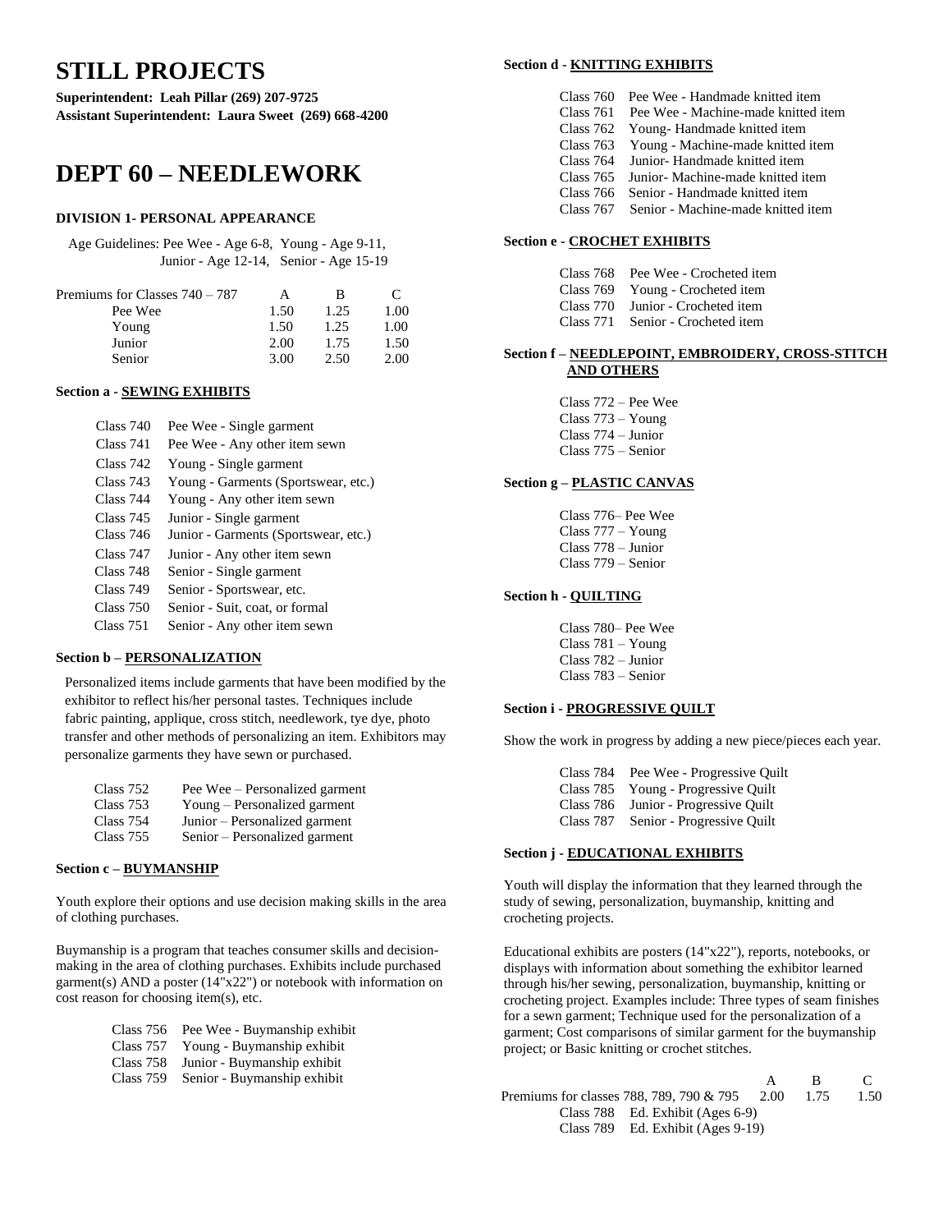# STILL PROJECTS

**Superintendent: Leah Pillar (269) 207-9725**
**Assistant Superintendent: Laura Sweet (269) 668-4200**

# DEPT 60 – NEEDLEWORK

### DIVISION 1- PERSONAL APPEARANCE

Age Guidelines: Pee Wee - Age 6-8, Young - Age 9-11,
Junior - Age 12-14, Senior - Age 15-19

| Premiums for Classes 740 – 787 | A | B | C |
|---|---|---|---|
| Pee Wee | 1.50 | 1.25 | 1.00 |
| Young | 1.50 | 1.25 | 1.00 |
| Junior | 2.00 | 1.75 | 1.50 |
| Senior | 3.00 | 2.50 | 2.00 |

**Section a - SEWING EXHIBITS**

Class 740 Pee Wee - Single garment
Class 741 Pee Wee - Any other item sewn
Class 742 Young - Single garment
Class 743 Young - Garments (Sportswear, etc.)
Class 744 Young - Any other item sewn
Class 745 Junior - Single garment
Class 746 Junior - Garments (Sportswear, etc.)
Class 747 Junior - Any other item sewn
Class 748 Senior - Single garment
Class 749 Senior - Sportswear, etc.
Class 750 Senior - Suit, coat, or formal
Class 751 Senior - Any other item sewn

**Section b – PERSONALIZATION**

Personalized items include garments that have been modified by the exhibitor to reflect his/her personal tastes. Techniques include fabric painting, applique, cross stitch, needlework, tye dye, photo transfer and other methods of personalizing an item. Exhibitors may personalize garments they have sewn or purchased.

Class 752 Pee Wee – Personalized garment
Class 753 Young – Personalized garment
Class 754 Junior – Personalized garment
Class 755 Senior – Personalized garment

**Section c – BUYMANSHIP**

Youth explore their options and use decision making skills in the area of clothing purchases.

Buymanship is a program that teaches consumer skills and decision-making in the area of clothing purchases. Exhibits include purchased garment(s) AND a poster (14"x22") or notebook with information on cost reason for choosing item(s), etc.

Class 756 Pee Wee - Buymanship exhibit
Class 757 Young - Buymanship exhibit
Class 758 Junior - Buymanship exhibit
Class 759 Senior - Buymanship exhibit

**Section d - KNITTING EXHIBITS**

Class 760 Pee Wee - Handmade knitted item
Class 761 Pee Wee - Machine-made knitted item
Class 762 Young- Handmade knitted item
Class 763 Young - Machine-made knitted item
Class 764 Junior- Handmade knitted item
Class 765 Junior- Machine-made knitted item
Class 766 Senior - Handmade knitted item
Class 767 Senior - Machine-made knitted item

**Section e - CROCHET EXHIBITS**

Class 768 Pee Wee - Crocheted item
Class 769 Young - Crocheted item
Class 770 Junior - Crocheted item
Class 771 Senior - Crocheted item

**Section f – NEEDLEPOINT, EMBROIDERY, CROSS-STITCH AND OTHERS**

Class 772 – Pee Wee
Class 773 – Young
Class 774 – Junior
Class 775 – Senior

**Section g – PLASTIC CANVAS**

Class 776– Pee Wee
Class 777 – Young
Class 778 – Junior
Class 779 – Senior

**Section h - QUILTING**

Class 780– Pee Wee
Class 781 – Young
Class 782 – Junior
Class 783 – Senior

**Section i - PROGRESSIVE QUILT**

Show the work in progress by adding a new piece/pieces each year.

Class 784 Pee Wee - Progressive Quilt
Class 785 Young - Progressive Quilt
Class 786 Junior - Progressive Quilt
Class 787 Senior - Progressive Quilt

**Section j - EDUCATIONAL EXHIBITS**

Youth will display the information that they learned through the study of sewing, personalization, buymanship, knitting and crocheting projects.

Educational exhibits are posters (14"x22"), reports, notebooks, or displays with information about something the exhibitor learned through his/her sewing, personalization, buymanship, knitting or crocheting project. Examples include: Three types of seam finishes for a sewn garment; Technique used for the personalization of a garment; Cost comparisons of similar garment for the buymanship project; or Basic knitting or crochet stitches.

| | A | B | C |
|---|---|---|---|
| Premiums for classes 788, 789, 790 & 795 | 2.00 | 1.75 | 1.50 |

Class 788 Ed. Exhibit (Ages 6-9)
Class 789 Ed. Exhibit (Ages 9-19)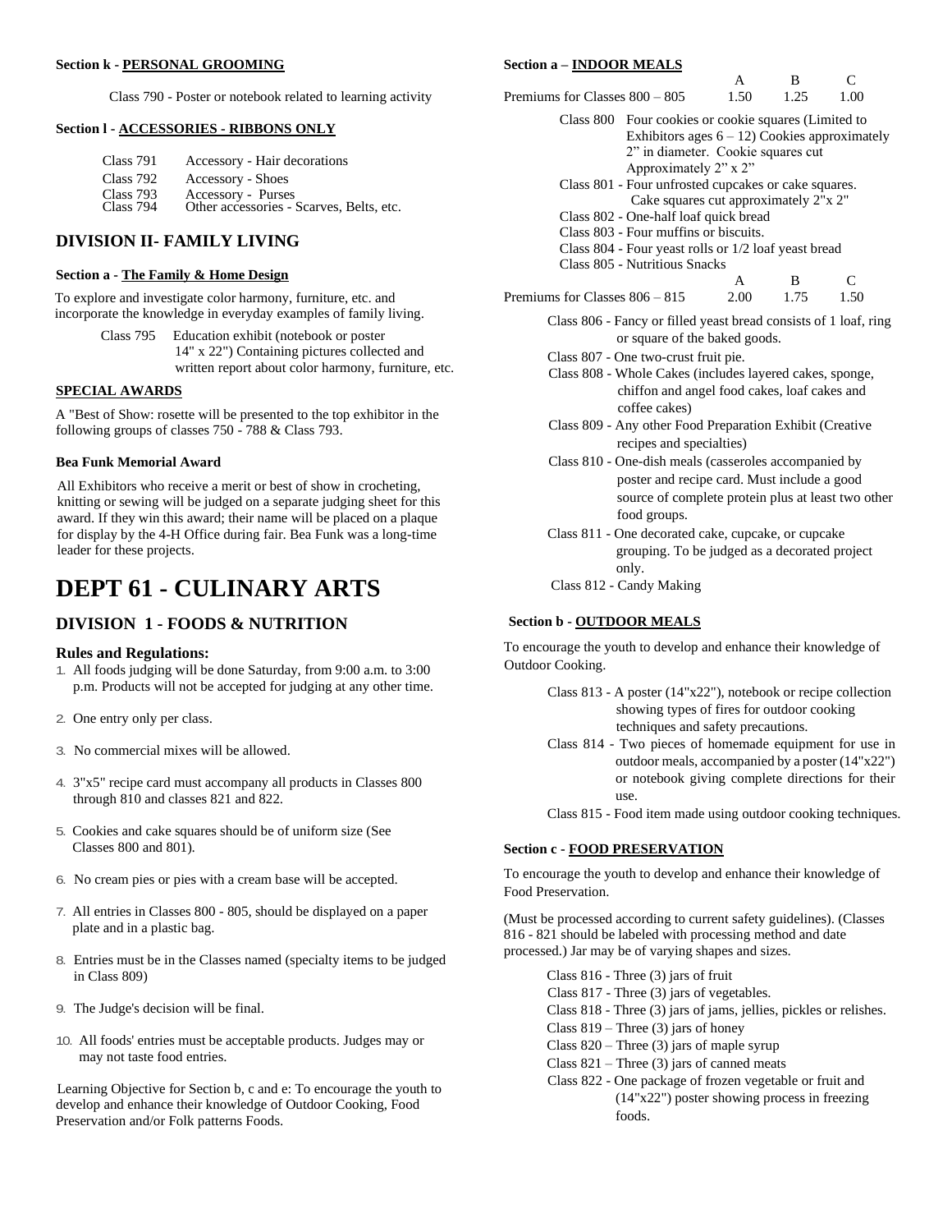**Section k - PERSONAL GROOMING**

Class 790 - Poster or notebook related to learning activity

**Section l - ACCESSORIES - RIBBONS ONLY**

Class 791 Accessory - Hair decorations
Class 792 Accessory - Shoes
Class 793 Accessory - Purses
Class 794 Other accessories - Scarves, Belts, etc.

## DIVISION II- FAMILY LIVING

**Section a - The Family & Home Design**

To explore and investigate color harmony, furniture, etc. and incorporate the knowledge in everyday examples of family living.

Class 795 Education exhibit (notebook or poster 14" x 22") Containing pictures collected and written report about color harmony, furniture, etc.

**SPECIAL AWARDS**

A "Best of Show: rosette will be presented to the top exhibitor in the following groups of classes 750 - 788 & Class 793.

**Bea Funk Memorial Award**

All Exhibitors who receive a merit or best of show in crocheting, knitting or sewing will be judged on a separate judging sheet for this award. If they win this award; their name will be placed on a plaque for display by the 4-H Office during fair. Bea Funk was a long-time leader for these projects.

# DEPT 61 - CULINARY ARTS

## DIVISION 1 - FOODS & NUTRITION

### Rules and Regulations:

1. All foods judging will be done Saturday, from 9:00 a.m. to 3:00 p.m. Products will not be accepted for judging at any other time.
2. One entry only per class.
3. No commercial mixes will be allowed.
4. 3"x5" recipe card must accompany all products in Classes 800 through 810 and classes 821 and 822.
5. Cookies and cake squares should be of uniform size (See Classes 800 and 801).
6. No cream pies or pies with a cream base will be accepted.
7. All entries in Classes 800 - 805, should be displayed on a paper plate and in a plastic bag.
8. Entries must be in the Classes named (specialty items to be judged in Class 809)
9. The Judge's decision will be final.
10. All foods' entries must be acceptable products. Judges may or may not taste food entries.

Learning Objective for Section b, c and e: To encourage the youth to develop and enhance their knowledge of Outdoor Cooking, Food Preservation and/or Folk patterns Foods.

**Section a – INDOOR MEALS**

| | A | B | C |
|---|---|---|---|
| Premiums for Classes 800 – 805 | 1.50 | 1.25 | 1.00 |

Class 800 Four cookies or cookie squares (Limited to Exhibitors ages 6 – 12) Cookies approximately 2" in diameter. Cookie squares cut Approximately 2" x 2"
Class 801 - Four unfrosted cupcakes or cake squares. Cake squares cut approximately 2"x 2"
Class 802 - One-half loaf quick bread
Class 803 - Four muffins or biscuits.
Class 804 - Four yeast rolls or 1/2 loaf yeast bread
Class 805 - Nutritious Snacks

| | A | B | C |
|---|---|---|---|
| Premiums for Classes 806 – 815 | 2.00 | 1.75 | 1.50 |

Class 806 - Fancy or filled yeast bread consists of 1 loaf, ring or square of the baked goods.
Class 807 - One two-crust fruit pie.
Class 808 - Whole Cakes (includes layered cakes, sponge, chiffon and angel food cakes, loaf cakes and coffee cakes)
Class 809 - Any other Food Preparation Exhibit (Creative recipes and specialties)
Class 810 - One-dish meals (casseroles accompanied by poster and recipe card. Must include a good source of complete protein plus at least two other food groups.
Class 811 - One decorated cake, cupcake, or cupcake grouping. To be judged as a decorated project only.
Class 812 - Candy Making

**Section b - OUTDOOR MEALS**

To encourage the youth to develop and enhance their knowledge of Outdoor Cooking.

Class 813 - A poster (14"x22"), notebook or recipe collection showing types of fires for outdoor cooking techniques and safety precautions.
Class 814 - Two pieces of homemade equipment for use in outdoor meals, accompanied by a poster (14"x22") or notebook giving complete directions for their use.
Class 815 - Food item made using outdoor cooking techniques.

**Section c - FOOD PRESERVATION**

To encourage the youth to develop and enhance their knowledge of Food Preservation.

(Must be processed according to current safety guidelines). (Classes 816 - 821 should be labeled with processing method and date processed.) Jar may be of varying shapes and sizes.

Class 816 - Three (3) jars of fruit
Class 817 - Three (3) jars of vegetables.
Class 818 - Three (3) jars of jams, jellies, pickles or relishes.
Class 819 – Three (3) jars of honey
Class 820 – Three (3) jars of maple syrup
Class 821 – Three (3) jars of canned meats
Class 822 - One package of frozen vegetable or fruit and (14"x22") poster showing process in freezing foods.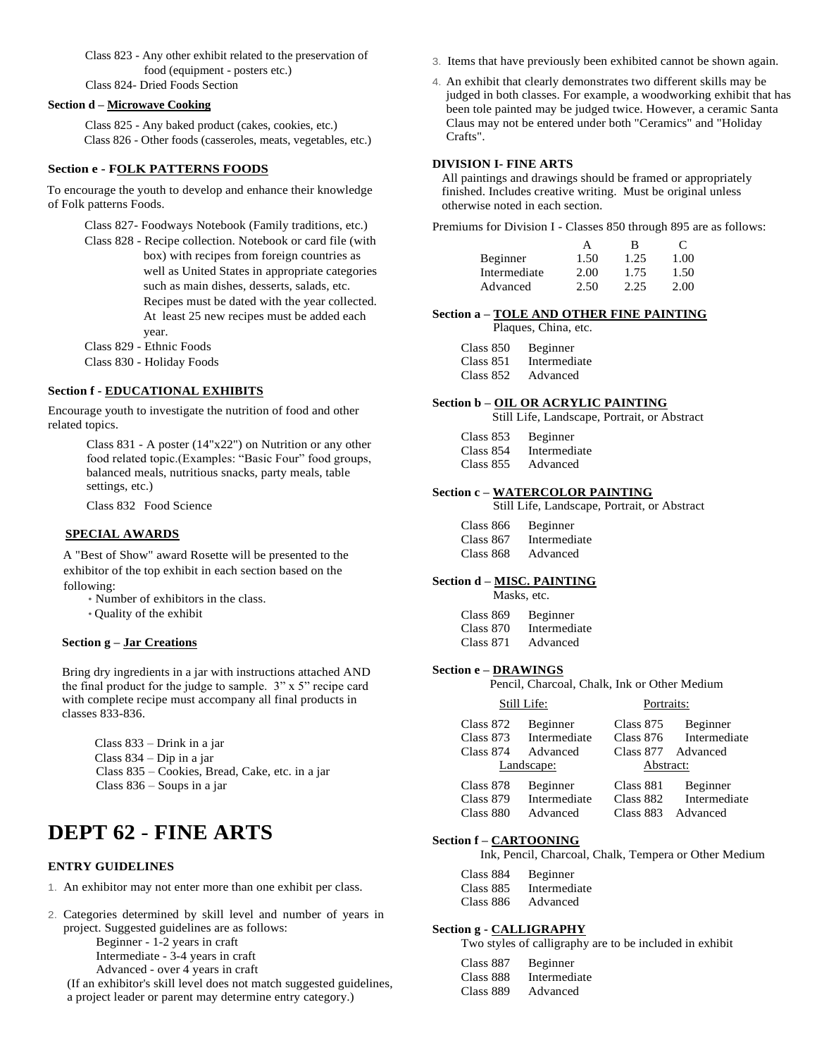Class 823 - Any other exhibit related to the preservation of food (equipment - posters etc.)

Class 824- Dried Foods Section

**Section d – Microwave Cooking**

Class 825 - Any baked product (cakes, cookies, etc.)

Class 826 - Other foods (casseroles, meats, vegetables, etc.)

**Section e - FOLK PATTERNS FOODS**

To encourage the youth to develop and enhance their knowledge of Folk patterns Foods.

Class 827- Foodways Notebook (Family traditions, etc.)

Class 828 - Recipe collection. Notebook or card file (with box) with recipes from foreign countries as well as United States in appropriate categories such as main dishes, desserts, salads, etc. Recipes must be dated with the year collected. At least 25 new recipes must be added each year.

Class 829 - Ethnic Foods

Class 830 - Holiday Foods

**Section f - EDUCATIONAL EXHIBITS**

Encourage youth to investigate the nutrition of food and other related topics.

Class 831 - A poster (14"x22") on Nutrition or any other food related topic.(Examples: "Basic Four" food groups, balanced meals, nutritious snacks, party meals, table settings, etc.)

Class 832 Food Science

**SPECIAL AWARDS**

A "Best of Show" award Rosette will be presented to the exhibitor of the top exhibit in each section based on the following:

- Number of exhibitors in the class.
- Quality of the exhibit

**Section g – Jar Creations**

Bring dry ingredients in a jar with instructions attached AND the final product for the judge to sample. 3" x 5" recipe card with complete recipe must accompany all final products in classes 833-836.

Class 833 – Drink in a jar

Class 834 – Dip in a jar

Class 835 – Cookies, Bread, Cake, etc. in a jar

Class 836 – Soups in a jar

# DEPT 62 - FINE ARTS

**ENTRY GUIDELINES**

1. An exhibitor may not enter more than one exhibit per class.
2. Categories determined by skill level and number of years in project. Suggested guidelines are as follows:
   Beginner - 1-2 years in craft
   Intermediate - 3-4 years in craft
   Advanced - over 4 years in craft
   (If an exhibitor's skill level does not match suggested guidelines, a project leader or parent may determine entry category.)
3. Items that have previously been exhibited cannot be shown again.
4. An exhibit that clearly demonstrates two different skills may be judged in both classes. For example, a woodworking exhibit that has been tole painted may be judged twice. However, a ceramic Santa Claus may not be entered under both "Ceramics" and "Holiday Crafts".

**DIVISION I- FINE ARTS**

All paintings and drawings should be framed or appropriately finished. Includes creative writing. Must be original unless otherwise noted in each section.

Premiums for Division I - Classes 850 through 895 are as follows:

| | A | B | C |
|---|---|---|---|
| Beginner | 1.50 | 1.25 | 1.00 |
| Intermediate | 2.00 | 1.75 | 1.50 |
| Advanced | 2.50 | 2.25 | 2.00 |

**Section a – TOLE AND OTHER FINE PAINTING**
Plaques, China, etc.

Class 850 Beginner
Class 851 Intermediate
Class 852 Advanced

**Section b – OIL OR ACRYLIC PAINTING**
Still Life, Landscape, Portrait, or Abstract

Class 853 Beginner
Class 854 Intermediate
Class 855 Advanced

**Section c – WATERCOLOR PAINTING**
Still Life, Landscape, Portrait, or Abstract

Class 866 Beginner
Class 867 Intermediate
Class 868 Advanced

**Section d – MISC. PAINTING**
Masks, etc.

Class 869 Beginner
Class 870 Intermediate
Class 871 Advanced

**Section e – DRAWINGS**
Pencil, Charcoal, Chalk, Ink or Other Medium

Still Life:
Class 872 Beginner
Class 873 Intermediate
Class 874 Advanced

Portraits:
Class 875 Beginner
Class 876 Intermediate
Class 877 Advanced

Landscape:
Class 878 Beginner
Class 879 Intermediate
Class 880 Advanced

Abstract:
Class 881 Beginner
Class 882 Intermediate
Class 883 Advanced

**Section f – CARTOONING**
Ink, Pencil, Charcoal, Chalk, Tempera or Other Medium

Class 884 Beginner
Class 885 Intermediate
Class 886 Advanced

**Section g - CALLIGRAPHY**
Two styles of calligraphy are to be included in exhibit

Class 887 Beginner
Class 888 Intermediate
Class 889 Advanced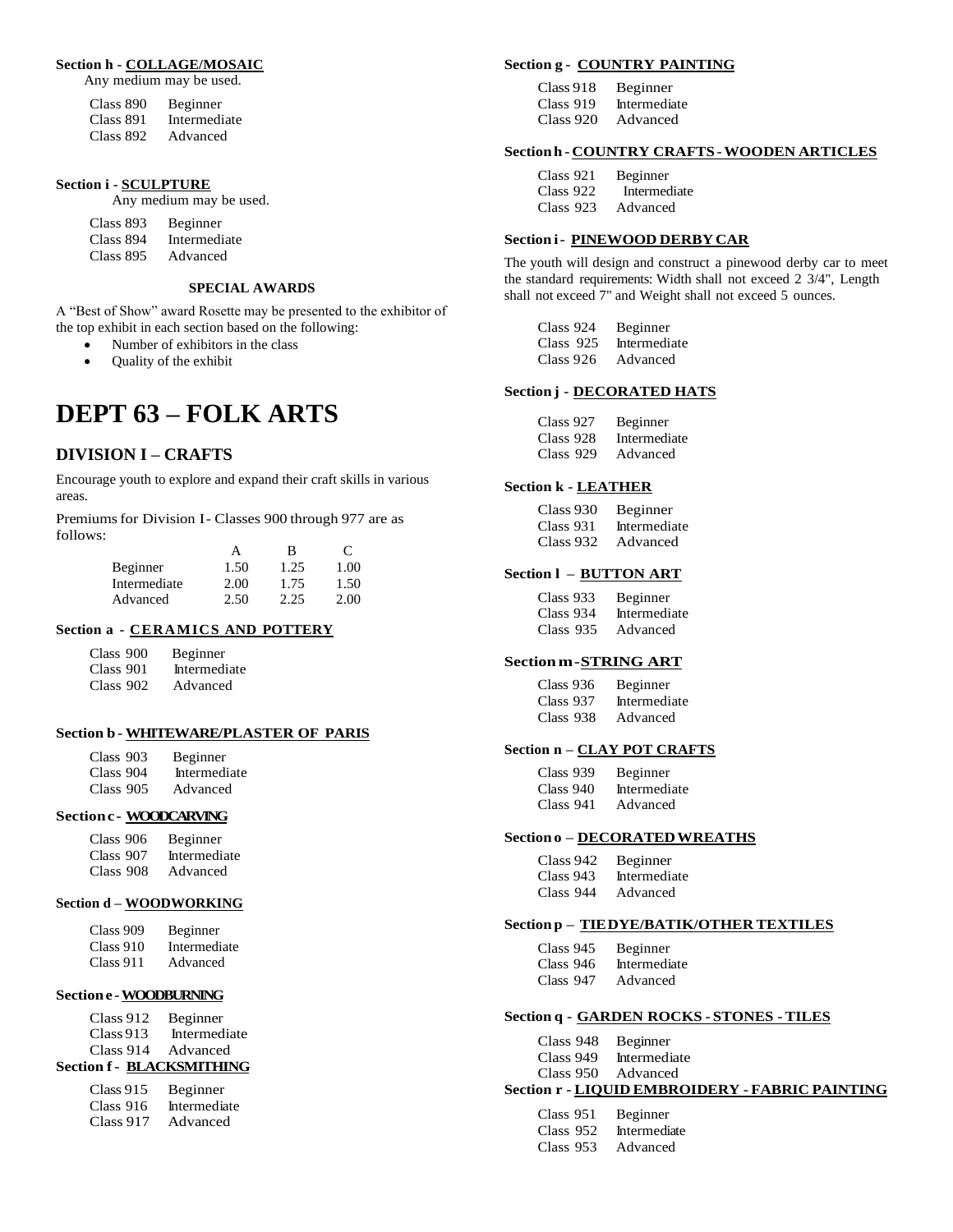**Section h - COLLAGE/MOSAIC**

Any medium may be used.

Class 890 Beginner
Class 891 Intermediate
Class 892 Advanced

**Section i - SCULPTURE**

Any medium may be used.

Class 893 Beginner
Class 894 Intermediate
Class 895 Advanced

**SPECIAL AWARDS**

A "Best of Show" award Rosette may be presented to the exhibitor of the top exhibit in each section based on the following:

- Number of exhibitors in the class
- Quality of the exhibit

# DEPT 63 – FOLK ARTS

## DIVISION I – CRAFTS

Encourage youth to explore and expand their craft skills in various areas.

Premiums for Division I - Classes 900 through 977 are as follows:

| | A | B | C |
|---|---|---|---|
| Beginner | 1.50 | 1.25 | 1.00 |
| Intermediate | 2.00 | 1.75 | 1.50 |
| Advanced | 2.50 | 2.25 | 2.00 |

**Section a - CERAMICS AND POTTERY**

Class 900 Beginner
Class 901 Intermediate
Class 902 Advanced

**Section b - WHITEWARE/PLASTER OF PARIS**

Class 903 Beginner
Class 904 Intermediate
Class 905 Advanced

**Section c - WOODCARVING**

Class 906 Beginner
Class 907 Intermediate
Class 908 Advanced

**Section d – WOODWORKING**

Class 909 Beginner
Class 910 Intermediate
Class 911 Advanced

**Section e - WOODBURNING**

Class 912 Beginner
Class 913 Intermediate
Class 914 Advanced

**Section f - BLACKSMITHING**

Class 915 Beginner
Class 916 Intermediate
Class 917 Advanced

**Section g - COUNTRY PAINTING**

Class 918 Beginner
Class 919 Intermediate
Class 920 Advanced

**Section h - COUNTRY CRAFTS - WOODEN ARTICLES**

Class 921 Beginner
Class 922 Intermediate
Class 923 Advanced

**Section i - PINEWOOD DERBY CAR**

The youth will design and construct a pinewood derby car to meet the standard requirements: Width shall not exceed 2 3/4", Length shall not exceed 7" and Weight shall not exceed 5 ounces.

Class 924 Beginner
Class 925 Intermediate
Class 926 Advanced

**Section j - DECORATED HATS**

Class 927 Beginner
Class 928 Intermediate
Class 929 Advanced

**Section k - LEATHER**

Class 930 Beginner
Class 931 Intermediate
Class 932 Advanced

**Section l – BUTTON ART**

Class 933 Beginner
Class 934 Intermediate
Class 935 Advanced

**Section m - STRING ART**

Class 936 Beginner
Class 937 Intermediate
Class 938 Advanced

**Section n – CLAY POT CRAFTS**

Class 939 Beginner
Class 940 Intermediate
Class 941 Advanced

**Section o – DECORATED WREATHS**

Class 942 Beginner
Class 943 Intermediate
Class 944 Advanced

**Section p – TIE DYE/BATIK/OTHER TEXTILES**

Class 945 Beginner
Class 946 Intermediate
Class 947 Advanced

**Section q - GARDEN ROCKS - STONES - TILES**

Class 948 Beginner
Class 949 Intermediate
Class 950 Advanced

**Section r - LIQUID EMBROIDERY - FABRIC PAINTING**

Class 951 Beginner
Class 952 Intermediate
Class 953 Advanced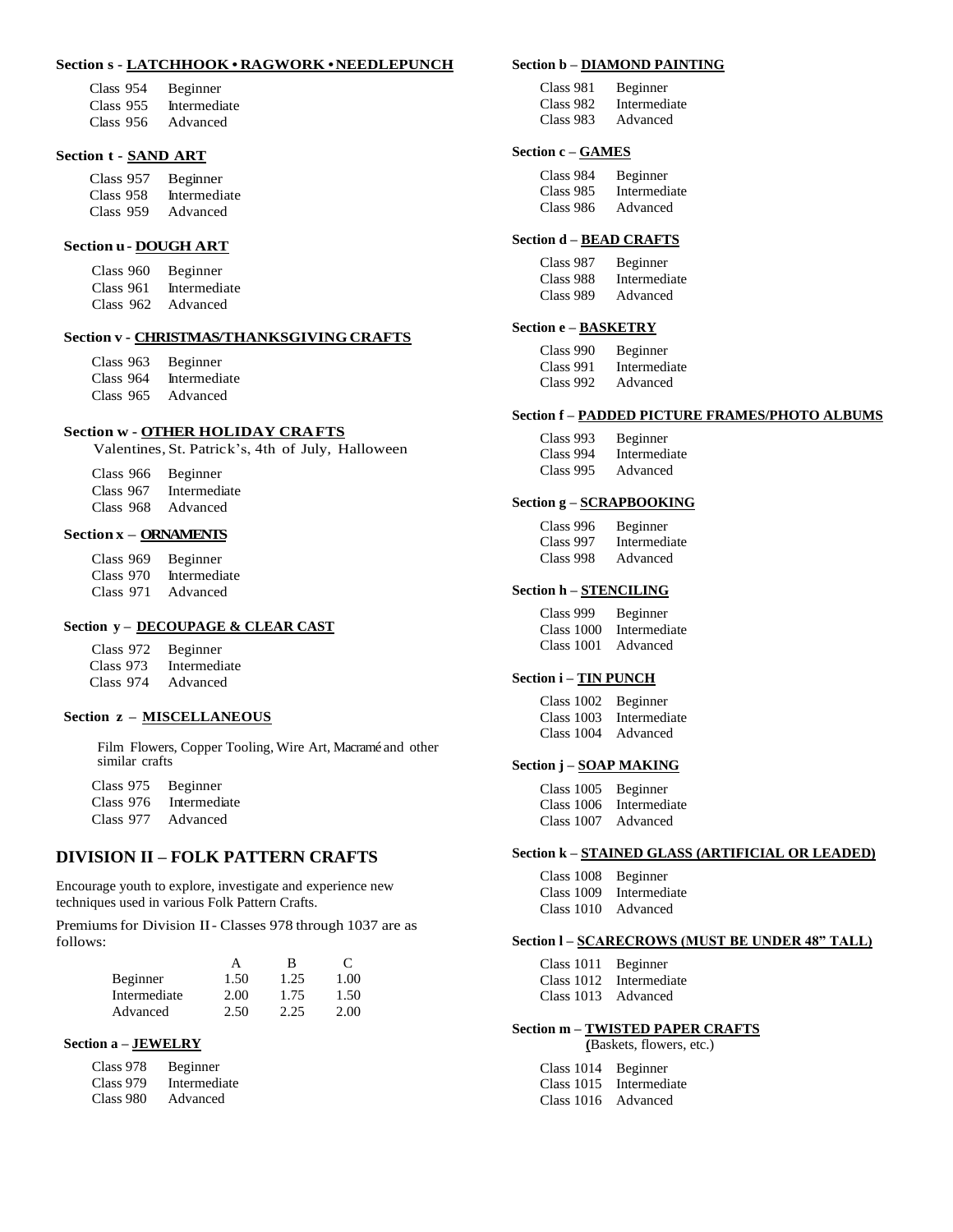**Section s - LATCHHOOK • RAGWORK • NEEDLEPUNCH**

Class 954 Beginner
Class 955 Intermediate
Class 956 Advanced

**Section t - SAND ART**

Class 957 Beginner
Class 958 Intermediate
Class 959 Advanced

**Section u - DOUGH ART**

Class 960 Beginner
Class 961 Intermediate
Class 962 Advanced

**Section v - CHRISTMAS/THANKSGIVING CRAFTS**

Class 963 Beginner
Class 964 Intermediate
Class 965 Advanced

**Section w - OTHER HOLIDAY CRAFTS**

Valentines, St. Patrick's, 4th of July, Halloween

Class 966 Beginner
Class 967 Intermediate
Class 968 Advanced

**Section x – ORNAMENTS**

Class 969 Beginner
Class 970 Intermediate
Class 971 Advanced

**Section y – DECOUPAGE & CLEAR CAST**

Class 972 Beginner
Class 973 Intermediate
Class 974 Advanced

**Section z – MISCELLANEOUS**

Film Flowers, Copper Tooling, Wire Art, Macramé and other similar crafts

Class 975 Beginner
Class 976 Intermediate
Class 977 Advanced

## DIVISION II – FOLK PATTERN CRAFTS

Encourage youth to explore, investigate and experience new techniques used in various Folk Pattern Crafts.

Premiums for Division II - Classes 978 through 1037 are as follows:

| | A | B | C |
|---|---|---|---|
| Beginner | 1.50 | 1.25 | 1.00 |
| Intermediate | 2.00 | 1.75 | 1.50 |
| Advanced | 2.50 | 2.25 | 2.00 |

**Section a – JEWELRY**

Class 978 Beginner
Class 979 Intermediate
Class 980 Advanced

**Section b – DIAMOND PAINTING**

Class 981 Beginner
Class 982 Intermediate
Class 983 Advanced

**Section c – GAMES**

Class 984 Beginner
Class 985 Intermediate
Class 986 Advanced

**Section d – BEAD CRAFTS**

Class 987 Beginner
Class 988 Intermediate
Class 989 Advanced

**Section e – BASKETRY**

Class 990 Beginner
Class 991 Intermediate
Class 992 Advanced

**Section f – PADDED PICTURE FRAMES/PHOTO ALBUMS**

Class 993 Beginner
Class 994 Intermediate
Class 995 Advanced

**Section g – SCRAPBOOKING**

Class 996 Beginner
Class 997 Intermediate
Class 998 Advanced

**Section h – STENCILING**

Class 999 Beginner
Class 1000 Intermediate
Class 1001 Advanced

**Section i – TIN PUNCH**

Class 1002 Beginner
Class 1003 Intermediate
Class 1004 Advanced

**Section j – SOAP MAKING**

Class 1005 Beginner
Class 1006 Intermediate
Class 1007 Advanced

**Section k – STAINED GLASS (ARTIFICIAL OR LEADED)**

Class 1008 Beginner
Class 1009 Intermediate
Class 1010 Advanced

**Section l – SCARECROWS (MUST BE UNDER 48" TALL)**

Class 1011 Beginner
Class 1012 Intermediate
Class 1013 Advanced

**Section m – TWISTED PAPER CRAFTS**

(Baskets, flowers, etc.)

Class 1014 Beginner
Class 1015 Intermediate
Class 1016 Advanced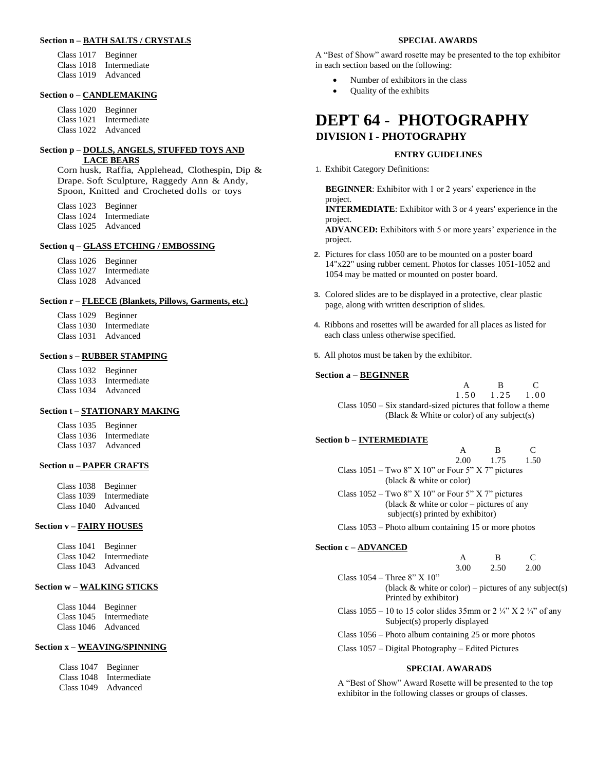**Section n – BATH SALTS / CRYSTALS**

Class 1017 Beginner
Class 1018 Intermediate
Class 1019 Advanced

**Section o – CANDLEMAKING**

Class 1020 Beginner
Class 1021 Intermediate
Class 1022 Advanced

**Section p – DOLLS, ANGELS, STUFFED TOYS AND LACE BEARS**

Corn husk, Raffia, Applehead, Clothespin, Dip & Drape. Soft Sculpture, Raggedy Ann & Andy, Spoon, Knitted and Crocheted dolls or toys

Class 1023 Beginner
Class 1024 Intermediate
Class 1025 Advanced

**Section q – GLASS ETCHING / EMBOSSING**

Class 1026 Beginner
Class 1027 Intermediate
Class 1028 Advanced

**Section r – FLEECE (Blankets, Pillows, Garments, etc.)**

Class 1029 Beginner
Class 1030 Intermediate
Class 1031 Advanced

**Section s – RUBBER STAMPING**

Class 1032 Beginner
Class 1033 Intermediate
Class 1034 Advanced

**Section t – STATIONARY MAKING**

Class 1035 Beginner
Class 1036 Intermediate
Class 1037 Advanced

**Section u – PAPER CRAFTS**

Class 1038 Beginner
Class 1039 Intermediate
Class 1040 Advanced

**Section v – FAIRY HOUSES**

Class 1041 Beginner
Class 1042 Intermediate
Class 1043 Advanced

**Section w – WALKING STICKS**

Class 1044 Beginner
Class 1045 Intermediate
Class 1046 Advanced

**Section x – WEAVING/SPINNING**

Class 1047 Beginner
Class 1048 Intermediate
Class 1049 Advanced

**SPECIAL AWARDS**

A "Best of Show" award rosette may be presented to the top exhibitor in each section based on the following:

- Number of exhibitors in the class
- Quality of the exhibits

# DEPT 64 - PHOTOGRAPHY

## DIVISION I - PHOTOGRAPHY

**ENTRY GUIDELINES**

1. Exhibit Category Definitions:

   **BEGINNER**: Exhibitor with 1 or 2 years' experience in the project.
   **INTERMEDIATE**: Exhibitor with 3 or 4 years' experience in the project.
   **ADVANCED:** Exhibitors with 5 or more years' experience in the project.

2. Pictures for class 1050 are to be mounted on a poster board 14"x22" using rubber cement. Photos for classes 1051-1052 and 1054 may be matted or mounted on poster board.

3. Colored slides are to be displayed in a protective, clear plastic page, along with written description of slides.

4. Ribbons and rosettes will be awarded for all places as listed for each class unless otherwise specified.

5. All photos must be taken by the exhibitor.

**Section a – BEGINNER**

| | A | B | C |
|---|---|---|---|
| | 1.50 | 1.25 | 1.00 |
| Class 1050 – Six standard-sized pictures that follow a theme (Black & White or color) of any subject(s) | | | |

**Section b – INTERMEDIATE**

| | A | B | C |
|---|---|---|---|
| | 2.00 | 1.75 | 1.50 |
| Class 1051 – Two 8" X 10" or Four 5" X 7" pictures (black & white or color) | | | |
| Class 1052 – Two 8" X 10" or Four 5" X 7" pictures (black & white or color – pictures of any subject(s) printed by exhibitor) | | | |
| Class 1053 – Photo album containing 15 or more photos | | | |

**Section c – ADVANCED**

| | A | B | C |
|---|---|---|---|
| | 3.00 | 2.50 | 2.00 |
| Class 1054 – Three 8" X 10" (black & white or color) – pictures of any subject(s) Printed by exhibitor) | | | |
| Class 1055 – 10 to 15 color slides 35mm or 2 ¼" X 2 ¼" of any Subject(s) properly displayed | | | |
| Class 1056 – Photo album containing 25 or more photos | | | |
| Class 1057 – Digital Photography – Edited Pictures | | | |

**SPECIAL AWARADS**

A "Best of Show" Award Rosette will be presented to the top exhibitor in the following classes or groups of classes.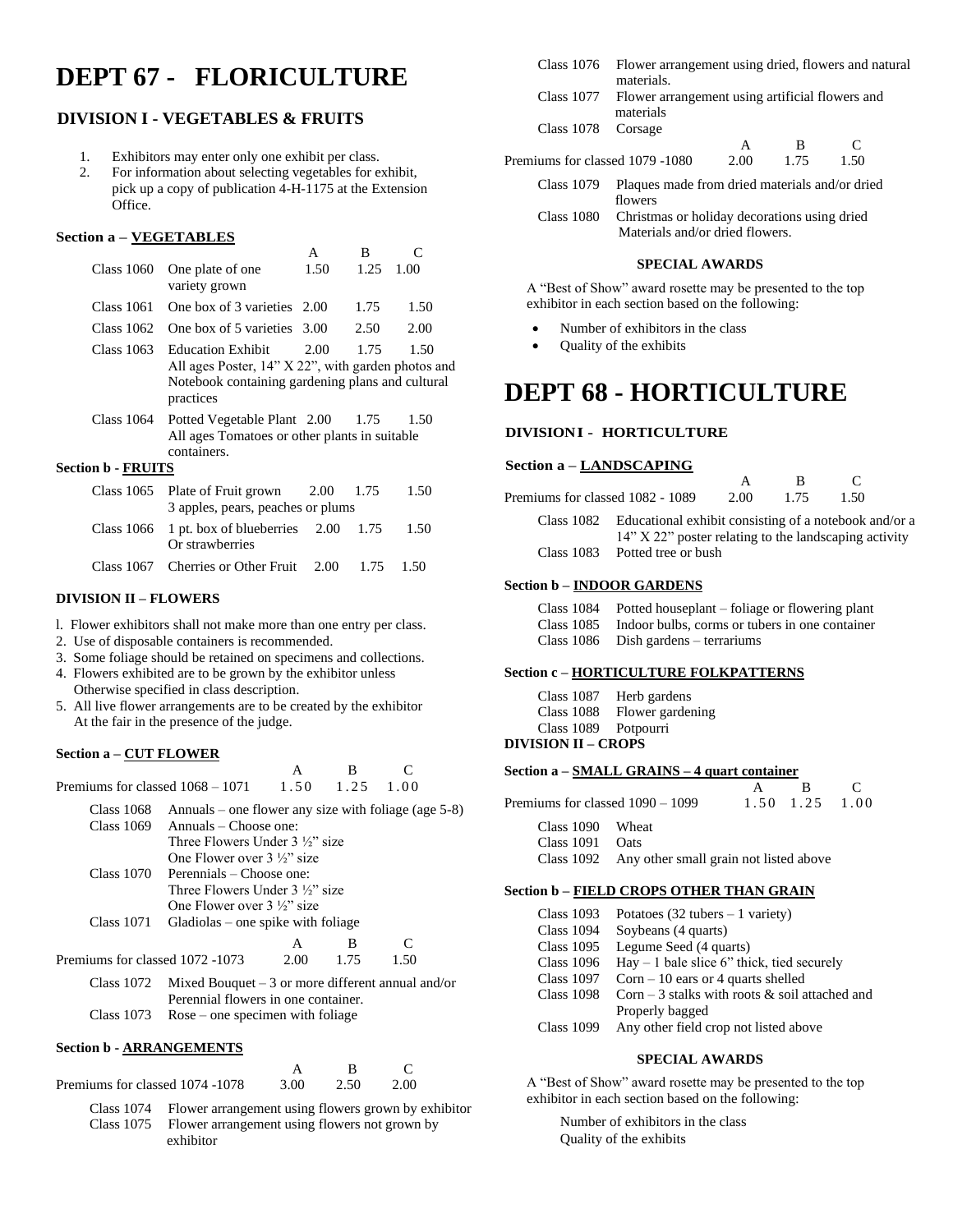# DEPT 67 - FLORICULTURE

## DIVISION I - VEGETABLES & FRUITS

1. Exhibitors may enter only one exhibit per class.
2. For information about selecting vegetables for exhibit, pick up a copy of publication 4-H-1175 at the Extension Office.

### Section a – VEGETABLES

| | | A | B | C |
|---|---|---|---|---|
| Class 1060 | One plate of one variety grown | 1.50 | 1.25 | 1.00 |
| Class 1061 | One box of 3 varieties | 2.00 | 1.75 | 1.50 |
| Class 1062 | One box of 5 varieties | 3.00 | 2.50 | 2.00 |
| Class 1063 | Education Exhibit<br>All ages Poster, 14" X 22", with garden photos and Notebook containing gardening plans and cultural practices | 2.00 | 1.75 | 1.50 |
| Class 1064 | Potted Vegetable Plant<br>All ages Tomatoes or other plants in suitable containers. | 2.00 | 1.75 | 1.50 |

### Section b - FRUITS

| | | A | B | C |
|---|---|---|---|---|
| Class 1065 | Plate of Fruit grown<br>3 apples, pears, peaches or plums | 2.00 | 1.75 | 1.50 |
| Class 1066 | 1 pt. box of blueberries Or strawberries | 2.00 | 1.75 | 1.50 |
| Class 1067 | Cherries or Other Fruit | 2.00 | 1.75 | 1.50 |

## DIVISION II – FLOWERS

1. Flower exhibitors shall not make more than one entry per class.
2. Use of disposable containers is recommended.
3. Some foliage should be retained on specimens and collections.
4. Flowers exhibited are to be grown by the exhibitor unless Otherwise specified in class description.
5. All live flower arrangements are to be created by the exhibitor At the fair in the presence of the judge.

### Section a – CUT FLOWER

| | A | B | C |
|---|---|---|---|
| Premiums for classed 1068 – 1071 | 1.50 | 1.25 | 1.00 |

- Class 1068 Annuals – one flower any size with foliage (age 5-8)
- Class 1069 Annuals – Choose one:
  Three Flowers Under 3 ½" size
  One Flower over 3 ½" size
- Class 1070 Perennials – Choose one:
  Three Flowers Under 3 ½" size
  One Flower over 3 ½" size
- Class 1071 Gladiolas – one spike with foliage

| | A | B | C |
|---|---|---|---|
| Premiums for classed 1072 -1073 | 2.00 | 1.75 | 1.50 |

- Class 1072 Mixed Bouquet – 3 or more different annual and/or Perennial flowers in one container.
- Class 1073 Rose – one specimen with foliage

### Section b - ARRANGEMENTS

| | A | B | C |
|---|---|---|---|
| Premiums for classed 1074 -1078 | 3.00 | 2.50 | 2.00 |

- Class 1074 Flower arrangement using flowers grown by exhibitor
- Class 1075 Flower arrangement using flowers not grown by exhibitor
- Class 1076 Flower arrangement using dried, flowers and natural materials.
- Class 1077 Flower arrangement using artificial flowers and materials
- Class 1078 Corsage

| | A | B | C |
|---|---|---|---|
| Premiums for classed 1079 -1080 | 2.00 | 1.75 | 1.50 |

- Class 1079 Plaques made from dried materials and/or dried flowers
- Class 1080 Christmas or holiday decorations using dried Materials and/or dried flowers.

#### SPECIAL AWARDS

A "Best of Show" award rosette may be presented to the top exhibitor in each section based on the following:

- Number of exhibitors in the class
- Quality of the exhibits

# DEPT 68 - HORTICULTURE

## DIVISION I - HORTICULTURE

### Section a – LANDSCAPING

| | A | B | C |
|---|---|---|---|
| Premiums for classed 1082 - 1089 | 2.00 | 1.75 | 1.50 |

- Class 1082 Educational exhibit consisting of a notebook and/or a 14" X 22" poster relating to the landscaping activity
- Class 1083 Potted tree or bush

### Section b – INDOOR GARDENS

- Class 1084 Potted houseplant – foliage or flowering plant
- Class 1085 Indoor bulbs, corms or tubers in one container
- Class 1086 Dish gardens – terrariums

### Section c – HORTICULTURE FOLKPATTERNS

- Class 1087 Herb gardens
- Class 1088 Flower gardening
- Class 1089 Potpourri

## DIVISION II – CROPS

### Section a – SMALL GRAINS – 4 quart container

| | A | B | C |
|---|---|---|---|
| Premiums for classed 1090 – 1099 | 1.50 | 1.25 | 1.00 |

- Class 1090 Wheat
- Class 1091 Oats
- Class 1092 Any other small grain not listed above

### Section b – FIELD CROPS OTHER THAN GRAIN

- Class 1093 Potatoes (32 tubers – 1 variety)
- Class 1094 Soybeans (4 quarts)
- Class 1095 Legume Seed (4 quarts)
- Class 1096 Hay – 1 bale slice 6" thick, tied securely
- Class 1097 Corn – 10 ears or 4 quarts shelled
- Class 1098 Corn – 3 stalks with roots & soil attached and Properly bagged
- Class 1099 Any other field crop not listed above

#### SPECIAL AWARDS

A "Best of Show" award rosette may be presented to the top exhibitor in each section based on the following:

Number of exhibitors in the class
Quality of the exhibits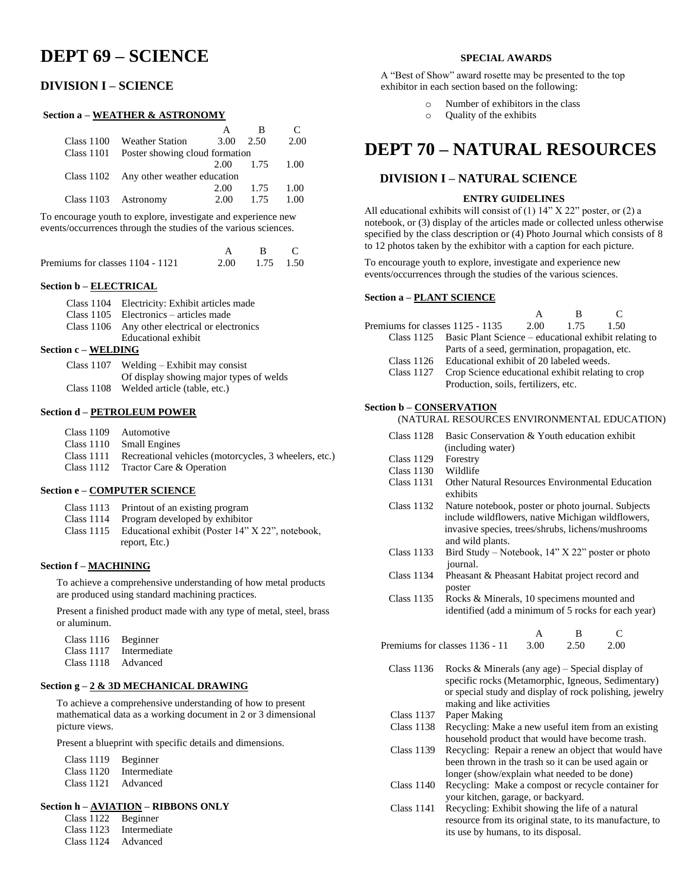# DEPT 69 – SCIENCE

## DIVISION I – SCIENCE

### Section a – WEATHER & ASTRONOMY

| | | A | B | C |
|---|---|---|---|---|
| Class 1100 | Weather Station | 3.00 | 2.50 | 2.00 |
| Class 1101 | Poster showing cloud formation | 2.00 | 1.75 | 1.00 |
| Class 1102 | Any other weather education | 2.00 | 1.75 | 1.00 |
| Class 1103 | Astronomy | 2.00 | 1.75 | 1.00 |

To encourage youth to explore, investigate and experience new events/occurrences through the studies of the various sciences.

| | A | B | C |
|---|---|---|---|
| Premiums for classes 1104 - 1121 | 2.00 | 1.75 | 1.50 |

### Section b – ELECTRICAL

- Class 1104 Electricity: Exhibit articles made
- Class 1105 Electronics – articles made
- Class 1106 Any other electrical or electronics Educational exhibit

### Section c – WELDING

- Class 1107 Welding – Exhibit may consist Of display showing major types of welds
- Class 1108 Welded article (table, etc.)

### Section d – PETROLEUM POWER

- Class 1109 Automotive
- Class 1110 Small Engines
- Class 1111 Recreational vehicles (motorcycles, 3 wheelers, etc.)
- Class 1112 Tractor Care & Operation

### Section e – COMPUTER SCIENCE

- Class 1113 Printout of an existing program
- Class 1114 Program developed by exhibitor
- Class 1115 Educational exhibit (Poster 14" X 22", notebook, report, Etc.)

### Section f – MACHINING

To achieve a comprehensive understanding of how metal products are produced using standard machining practices.

Present a finished product made with any type of metal, steel, brass or aluminum.

- Class 1116 Beginner
- Class 1117 Intermediate
- Class 1118 Advanced

### Section g – 2 & 3D MECHANICAL DRAWING

To achieve a comprehensive understanding of how to present mathematical data as a working document in 2 or 3 dimensional picture views.

Present a blueprint with specific details and dimensions.

- Class 1119 Beginner
- Class 1120 Intermediate
- Class 1121 Advanced

### Section h – AVIATION – RIBBONS ONLY

- Class 1122 Beginner
- Class 1123 Intermediate
- Class 1124 Advanced

**SPECIAL AWARDS**

A "Best of Show" award rosette may be presented to the top exhibitor in each section based on the following:

- Number of exhibitors in the class
- Quality of the exhibits

# DEPT 70 – NATURAL RESOURCES

## DIVISION I – NATURAL SCIENCE

**ENTRY GUIDELINES**

All educational exhibits will consist of (1) 14" X 22" poster, or (2) a notebook, or (3) display of the articles made or collected unless otherwise specified by the class description or (4) Photo Journal which consists of 8 to 12 photos taken by the exhibitor with a caption for each picture.

To encourage youth to explore, investigate and experience new events/occurrences through the studies of the various sciences.

### Section a – PLANT SCIENCE

| | A | B | C |
|---|---|---|---|
| Premiums for classes 1125 - 1135 | 2.00 | 1.75 | 1.50 |

- Class 1125 Basic Plant Science – educational exhibit relating to Parts of a seed, germination, propagation, etc.
- Class 1126 Educational exhibit of 20 labeled weeds.
- Class 1127 Crop Science educational exhibit relating to crop Production, soils, fertilizers, etc.

### Section b – CONSERVATION

(NATURAL RESOURCES ENVIRONMENTAL EDUCATION)

- Class 1128 Basic Conservation & Youth education exhibit (including water)
- Class 1129 Forestry
- Class 1130 Wildlife
- Class 1131 Other Natural Resources Environmental Education exhibits
- Class 1132 Nature notebook, poster or photo journal. Subjects include wildflowers, native Michigan wildflowers, invasive species, trees/shrubs, lichens/mushrooms and wild plants.
- Class 1133 Bird Study – Notebook, 14" X 22" poster or photo journal.
- Class 1134 Pheasant & Pheasant Habitat project record and poster
- Class 1135 Rocks & Minerals, 10 specimens mounted and identified (add a minimum of 5 rocks for each year)

| | A | B | C |
|---|---|---|---|
| Premiums for classes 1136 - 11 | 3.00 | 2.50 | 2.00 |

- Class 1136 Rocks & Minerals (any age) – Special display of specific rocks (Metamorphic, Igneous, Sedimentary) or special study and display of rock polishing, jewelry making and like activities
- Class 1137 Paper Making
- Class 1138 Recycling: Make a new useful item from an existing household product that would have become trash.
- Class 1139 Recycling: Repair a renew an object that would have been thrown in the trash so it can be used again or longer (show/explain what needed to be done)
- Class 1140 Recycling: Make a compost or recycle container for your kitchen, garage, or backyard.
- Class 1141 Recycling: Exhibit showing the life of a natural resource from its original state, to its manufacture, to its use by humans, to its disposal.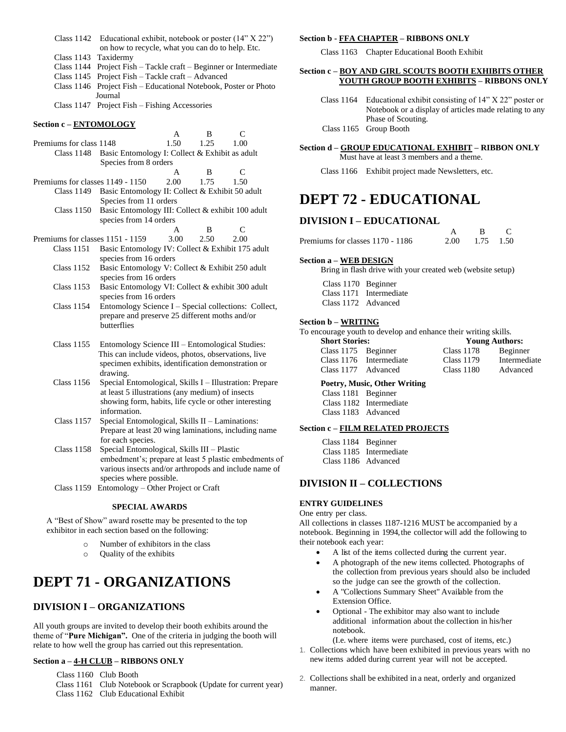Class 1142 Educational exhibit, notebook or poster (14" X 22") on how to recycle, what you can do to help. Etc.
Class 1143 Taxidermy
Class 1144 Project Fish – Tackle craft – Beginner or Intermediate
Class 1145 Project Fish – Tackle craft – Advanced
Class 1146 Project Fish – Educational Notebook, Poster or Photo Journal
Class 1147 Project Fish – Fishing Accessories

**Section c – ENTOMOLOGY**

| | A | B | C |
|---|---|---|---|
| Premiums for class 1148 | 1.50 | 1.25 | 1.00 |

Class 1148 Basic Entomology I: Collect & Exhibit as adult Species from 8 orders

| | A | B | C |
|---|---|---|---|
| Premiums for classes 1149 - 1150 | 2.00 | 1.75 | 1.50 |

Class 1149 Basic Entomology II: Collect & Exhibit 50 adult Species from 11 orders
Class 1150 Basic Entomology III: Collect & exhibit 100 adult species from 14 orders

| | A | B | C |
|---|---|---|---|
| Premiums for classes 1151 - 1159 | 3.00 | 2.50 | 2.00 |

Class 1151 Basic Entomology IV: Collect & Exhibit 175 adult species from 16 orders
Class 1152 Basic Entomology V: Collect & Exhibit 250 adult species from 16 orders
Class 1153 Basic Entomology VI: Collect & exhibit 300 adult species from 16 orders
Class 1154 Entomology Science I – Special collections: Collect, prepare and preserve 25 different moths and/or butterflies

Class 1155 Entomology Science III – Entomological Studies: This can include videos, photos, observations, live specimen exhibits, identification demonstration or drawing.
Class 1156 Special Entomological, Skills I – Illustration: Prepare at least 5 illustrations (any medium) of insects showing form, habits, life cycle or other interesting information.
Class 1157 Special Entomological, Skills II – Laminations: Prepare at least 20 wing laminations, including name for each species.
Class 1158 Special Entomological, Skills III – Plastic embedment's; prepare at least 5 plastic embedments of various insects and/or arthropods and include name of species where possible.
Class 1159 Entomology – Other Project or Craft

**SPECIAL AWARDS**

A "Best of Show" award rosette may be presented to the top exhibitor in each section based on the following:

- Number of exhibitors in the class
- Quality of the exhibits

# DEPT 71 - ORGANIZATIONS

## DIVISION I – ORGANIZATIONS

All youth groups are invited to develop their booth exhibits around the theme of "**Pure Michigan".** One of the criteria in judging the booth will relate to how well the group has carried out this representation.

**Section a – 4-H CLUB – RIBBONS ONLY**

Class 1160 Club Booth
Class 1161 Club Notebook or Scrapbook (Update for current year)
Class 1162 Club Educational Exhibit

**Section b - FFA CHAPTER – RIBBONS ONLY**

Class 1163 Chapter Educational Booth Exhibit

**Section c – BOY AND GIRL SCOUTS BOOTH EXHIBITS OTHER YOUTH GROUP BOOTH EXHIBITS – RIBBONS ONLY**

Class 1164 Educational exhibit consisting of 14" X 22" poster or Notebook or a display of articles made relating to any Phase of Scouting.
Class 1165 Group Booth

**Section d – GROUP EDUCATIONAL EXHIBIT – RIBBON ONLY**
Must have at least 3 members and a theme.

Class 1166 Exhibit project made Newsletters, etc.

# DEPT 72 - EDUCATIONAL

## DIVISION I – EDUCATIONAL

| | A | B | C |
|---|---|---|---|
| Premiums for classes 1170 - 1186 | 2.00 | 1.75 | 1.50 |

**Section a – WEB DESIGN**
Bring in flash drive with your created web (website setup)

Class 1170 Beginner
Class 1171 Intermediate
Class 1172 Advanced

**Section b – WRITING**
To encourage youth to develop and enhance their writing skills.

| **Short Stories:** | | **Young Authors:** | |
|---|---|---|---|
| Class 1175 | Beginner | Class 1178 | Beginner |
| Class 1176 | Intermediate | Class 1179 | Intermediate |
| Class 1177 | Advanced | Class 1180 | Advanced |

**Poetry, Music, Other Writing**
Class 1181 Beginner
Class 1182 Intermediate
Class 1183 Advanced

**Section c – FILM RELATED PROJECTS**

Class 1184 Beginner
Class 1185 Intermediate
Class 1186 Advanced

## DIVISION II – COLLECTIONS

**ENTRY GUIDELINES**
One entry per class.
All collections in classes 1187-1216 MUST be accompanied by a notebook. Beginning in 1994, the collector will add the following to their notebook each year:

- A list of the items collected during the current year.
- A photograph of the new items collected. Photographs of the collection from previous years should also be included so the judge can see the growth of the collection.
- A "Collections Summary Sheet" Available from the Extension Office.
- Optional - The exhibitor may also want to include additional information about the collection in his/her notebook.
  (I.e. where items were purchased, cost of items, etc.)

1. Collections which have been exhibited in previous years with no new items added during current year will not be accepted.
2. Collections shall be exhibited in a neat, orderly and organized manner.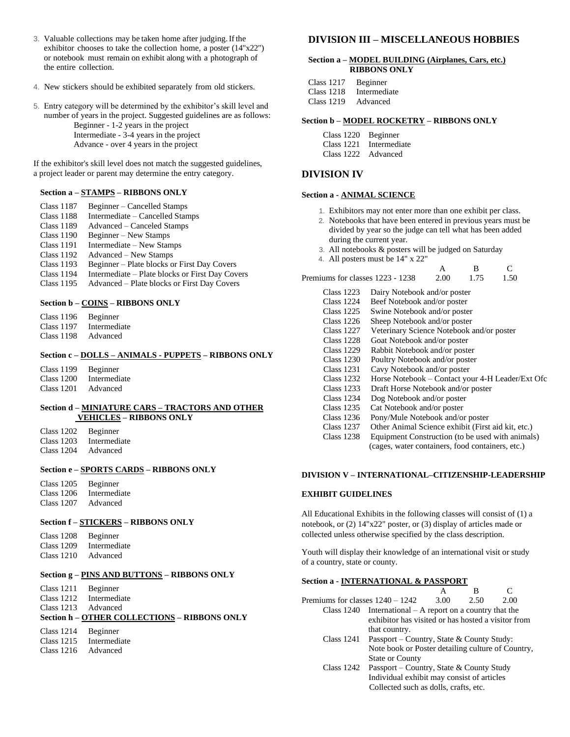3. Valuable collections may be taken home after judging. If the exhibitor chooses to take the collection home, a poster (14"x22") or notebook must remain on exhibit along with a photograph of the entire collection.
4. New stickers should be exhibited separately from old stickers.
5. Entry category will be determined by the exhibitor's skill level and number of years in the project. Suggested guidelines are as follows:
   - Beginner - 1-2 years in the project
   - Intermediate - 3-4 years in the project
   - Advance - over 4 years in the project

If the exhibitor's skill level does not match the suggested guidelines, a project leader or parent may determine the entry category.

#### Section a – STAMPS – RIBBONS ONLY

Class 1187 Beginner – Cancelled Stamps
Class 1188 Intermediate – Cancelled Stamps
Class 1189 Advanced – Canceled Stamps
Class 1190 Beginner – New Stamps
Class 1191 Intermediate – New Stamps
Class 1192 Advanced – New Stamps
Class 1193 Beginner – Plate blocks or First Day Covers
Class 1194 Intermediate – Plate blocks or First Day Covers
Class 1195 Advanced – Plate blocks or First Day Covers

#### Section b – COINS – RIBBONS ONLY

Class 1196 Beginner
Class 1197 Intermediate
Class 1198 Advanced

#### Section c – DOLLS – ANIMALS - PUPPETS – RIBBONS ONLY

Class 1199 Beginner
Class 1200 Intermediate
Class 1201 Advanced

#### Section d – MINIATURE CARS – TRACTORS AND OTHER VEHICLES – RIBBONS ONLY

Class 1202 Beginner
Class 1203 Intermediate
Class 1204 Advanced

#### Section e – SPORTS CARDS – RIBBONS ONLY

Class 1205 Beginner
Class 1206 Intermediate
Class 1207 Advanced

#### Section f – STICKERS – RIBBONS ONLY

Class 1208 Beginner
Class 1209 Intermediate
Class 1210 Advanced

#### Section g – PINS AND BUTTONS – RIBBONS ONLY

Class 1211 Beginner
Class 1212 Intermediate
Class 1213 Advanced

#### Section h – OTHER COLLECTIONS – RIBBONS ONLY

Class 1214 Beginner
Class 1215 Intermediate
Class 1216 Advanced

## DIVISION III – MISCELLANEOUS HOBBIES

#### Section a – MODEL BUILDING (Airplanes, Cars, etc.) RIBBONS ONLY

Class 1217 Beginner
Class 1218 Intermediate
Class 1219 Advanced

#### Section b – MODEL ROCKETRY – RIBBONS ONLY

Class 1220 Beginner
Class 1221 Intermediate
Class 1222 Advanced

## DIVISION IV

#### Section a - ANIMAL SCIENCE

1. Exhibitors may not enter more than one exhibit per class.
2. Notebooks that have been entered in previous years must be divided by year so the judge can tell what has been added during the current year.
3. All notebooks & posters will be judged on Saturday
4. All posters must be 14" x 22"

| | A | B | C |
|---|---|---|---|
| Premiums for classes 1223 - 1238 | 2.00 | 1.75 | 1.50 |

Class 1223 Dairy Notebook and/or poster
Class 1224 Beef Notebook and/or poster
Class 1225 Swine Notebook and/or poster
Class 1226 Sheep Notebook and/or poster
Class 1227 Veterinary Science Notebook and/or poster
Class 1228 Goat Notebook and/or poster
Class 1229 Rabbit Notebook and/or poster
Class 1230 Poultry Notebook and/or poster
Class 1231 Cavy Notebook and/or poster
Class 1232 Horse Notebook – Contact your 4-H Leader/Ext Ofc
Class 1233 Draft Horse Notebook and/or poster
Class 1234 Dog Notebook and/or poster
Class 1235 Cat Notebook and/or poster
Class 1236 Pony/Mule Notebook and/or poster
Class 1237 Other Animal Science exhibit (First aid kit, etc.)
Class 1238 Equipment Construction (to be used with animals) (cages, water containers, food containers, etc.)

## DIVISION V – INTERNATIONAL–CITIZENSHIP-LEADERSHIP

#### EXHIBIT GUIDELINES

All Educational Exhibits in the following classes will consist of (1) a notebook, or (2) 14"x22" poster, or (3) display of articles made or collected unless otherwise specified by the class description.

Youth will display their knowledge of an international visit or study of a country, state or county.

#### Section a - INTERNATIONAL & PASSPORT

| | A | B | C |
|---|---|---|---|
| Premiums for classes 1240 – 1242 | 3.00 | 2.50 | 2.00 |

Class 1240 International – A report on a country that the exhibitor has visited or has hosted a visitor from that country.
Class 1241 Passport – Country, State & County Study: Note book or Poster detailing culture of Country, State or County
Class 1242 Passport – Country, State & County Study Individual exhibit may consist of articles Collected such as dolls, crafts, etc.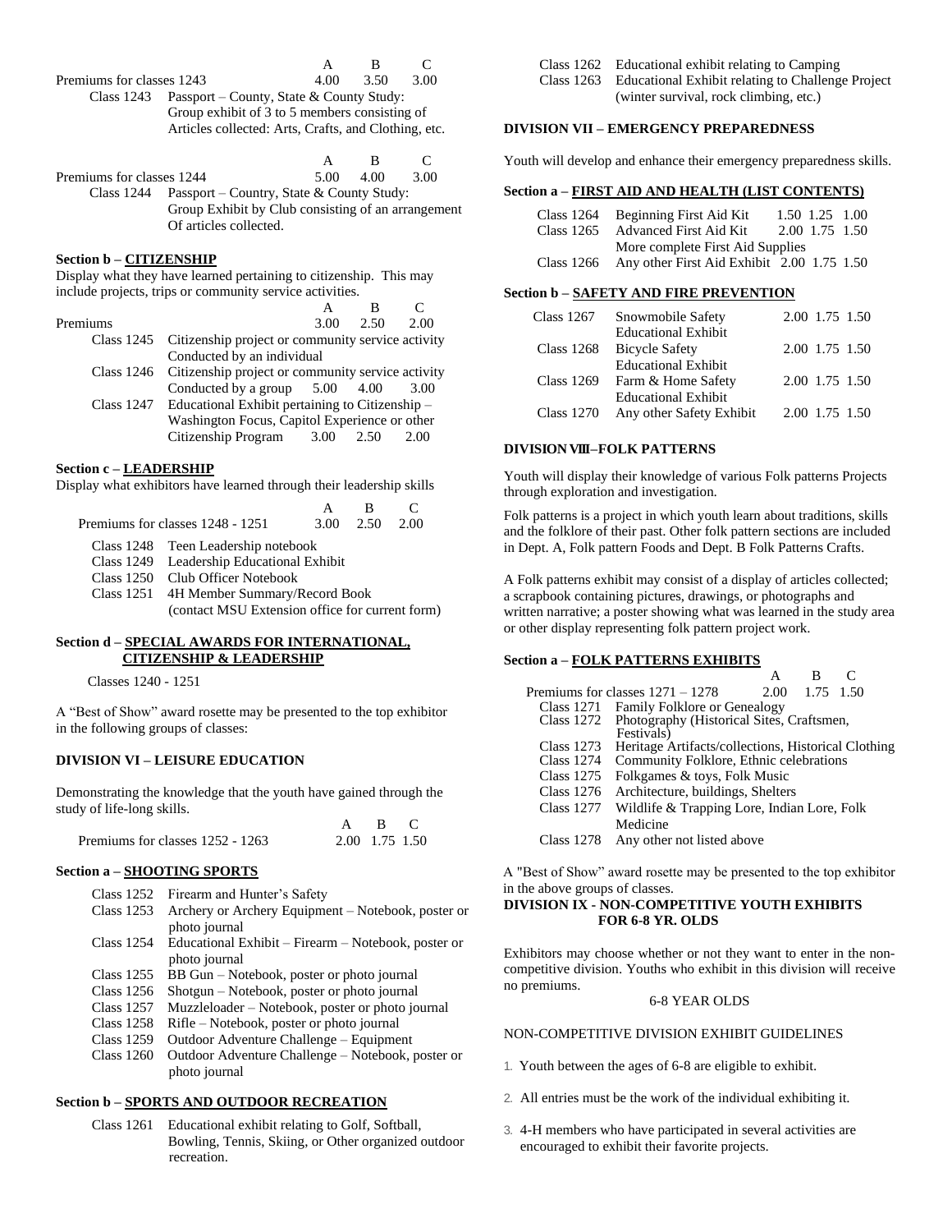| | A | B | C |
|---|---|---|---|
| Premiums for classes 1243 | 4.00 | 3.50 | 3.00 |

Class 1243 Passport – County, State & County Study: Group exhibit of 3 to 5 members consisting of Articles collected: Arts, Crafts, and Clothing, etc.

| | A | B | C |
|---|---|---|---|
| Premiums for classes 1244 | 5.00 | 4.00 | 3.00 |

Class 1244 Passport – Country, State & County Study: Group Exhibit by Club consisting of an arrangement Of articles collected.

**Section b – CITIZENSHIP**

Display what they have learned pertaining to citizenship. This may include projects, trips or community service activities.

| | A | B | C |
|---|---|---|---|
| Premiums | 3.00 | 2.50 | 2.00 |

Class 1245 Citizenship project or community service activity Conducted by an individual

Class 1246 Citizenship project or community service activity Conducted by a group 5.00 4.00 3.00

Class 1247 Educational Exhibit pertaining to Citizenship – Washington Focus, Capitol Experience or other Citizenship Program 3.00 2.50 2.00

**Section c – LEADERSHIP**

Display what exhibitors have learned through their leadership skills

| | A | B | C |
|---|---|---|---|
| Premiums for classes 1248 - 1251 | 3.00 | 2.50 | 2.00 |

Class 1248 Teen Leadership notebook
Class 1249 Leadership Educational Exhibit
Class 1250 Club Officer Notebook
Class 1251 4H Member Summary/Record Book (contact MSU Extension office for current form)

**Section d – SPECIAL AWARDS FOR INTERNATIONAL, CITIZENSHIP & LEADERSHIP**

Classes 1240 - 1251

A "Best of Show" award rosette may be presented to the top exhibitor in the following groups of classes:

**DIVISION VI – LEISURE EDUCATION**

Demonstrating the knowledge that the youth have gained through the study of life-long skills.

| | A | B | C |
|---|---|---|---|
| Premiums for classes 1252 - 1263 | 2.00 | 1.75 | 1.50 |

**Section a – SHOOTING SPORTS**

Class 1252 Firearm and Hunter's Safety
Class 1253 Archery or Archery Equipment – Notebook, poster or photo journal
Class 1254 Educational Exhibit – Firearm – Notebook, poster or photo journal
Class 1255 BB Gun – Notebook, poster or photo journal
Class 1256 Shotgun – Notebook, poster or photo journal
Class 1257 Muzzleloader – Notebook, poster or photo journal
Class 1258 Rifle – Notebook, poster or photo journal
Class 1259 Outdoor Adventure Challenge – Equipment
Class 1260 Outdoor Adventure Challenge – Notebook, poster or photo journal

**Section b – SPORTS AND OUTDOOR RECREATION**

Class 1261 Educational exhibit relating to Golf, Softball, Bowling, Tennis, Skiing, or Other organized outdoor recreation.
Class 1262 Educational exhibit relating to Camping
Class 1263 Educational Exhibit relating to Challenge Project (winter survival, rock climbing, etc.)

**DIVISION VII – EMERGENCY PREPAREDNESS**

Youth will develop and enhance their emergency preparedness skills.

**Section a – FIRST AID AND HEALTH (LIST CONTENTS)**

| Class | Description | A | B | C |
|---|---|---|---|---|
| Class 1264 | Beginning First Aid Kit | 1.50 | 1.25 | 1.00 |
| Class 1265 | Advanced First Aid Kit More complete First Aid Supplies | 2.00 | 1.75 | 1.50 |
| Class 1266 | Any other First Aid Exhibit | 2.00 | 1.75 | 1.50 |

**Section b – SAFETY AND FIRE PREVENTION**

| Class | Description | A | B | C |
|---|---|---|---|---|
| Class 1267 | Snowmobile Safety Educational Exhibit | 2.00 | 1.75 | 1.50 |
| Class 1268 | Bicycle Safety Educational Exhibit | 2.00 | 1.75 | 1.50 |
| Class 1269 | Farm & Home Safety Educational Exhibit | 2.00 | 1.75 | 1.50 |
| Class 1270 | Any other Safety Exhibit | 2.00 | 1.75 | 1.50 |

**DIVISION VIII–FOLK PATTERNS**

Youth will display their knowledge of various Folk patterns Projects through exploration and investigation.

Folk patterns is a project in which youth learn about traditions, skills and the folklore of their past. Other folk pattern sections are included in Dept. A, Folk pattern Foods and Dept. B Folk Patterns Crafts.

A Folk patterns exhibit may consist of a display of articles collected; a scrapbook containing pictures, drawings, or photographs and written narrative; a poster showing what was learned in the study area or other display representing folk pattern project work.

**Section a – FOLK PATTERNS EXHIBITS**

| | A | B | C |
|---|---|---|---|
| Premiums for classes 1271 – 1278 | 2.00 | 1.75 | 1.50 |

Class 1271 Family Folklore or Genealogy
Class 1272 Photography (Historical Sites, Craftsmen, Festivals)
Class 1273 Heritage Artifacts/collections, Historical Clothing
Class 1274 Community Folklore, Ethnic celebrations
Class 1275 Folkgames & toys, Folk Music
Class 1276 Architecture, buildings, Shelters
Class 1277 Wildlife & Trapping Lore, Indian Lore, Folk Medicine
Class 1278 Any other not listed above

A "Best of Show" award rosette may be presented to the top exhibitor in the above groups of classes.

**DIVISION IX - NON-COMPETITIVE YOUTH EXHIBITS FOR 6-8 YR. OLDS**

Exhibitors may choose whether or not they want to enter in the non-competitive division. Youths who exhibit in this division will receive no premiums.

6-8 YEAR OLDS

NON-COMPETITIVE DIVISION EXHIBIT GUIDELINES

1. Youth between the ages of 6-8 are eligible to exhibit.
2. All entries must be the work of the individual exhibiting it.
3. 4-H members who have participated in several activities are encouraged to exhibit their favorite projects.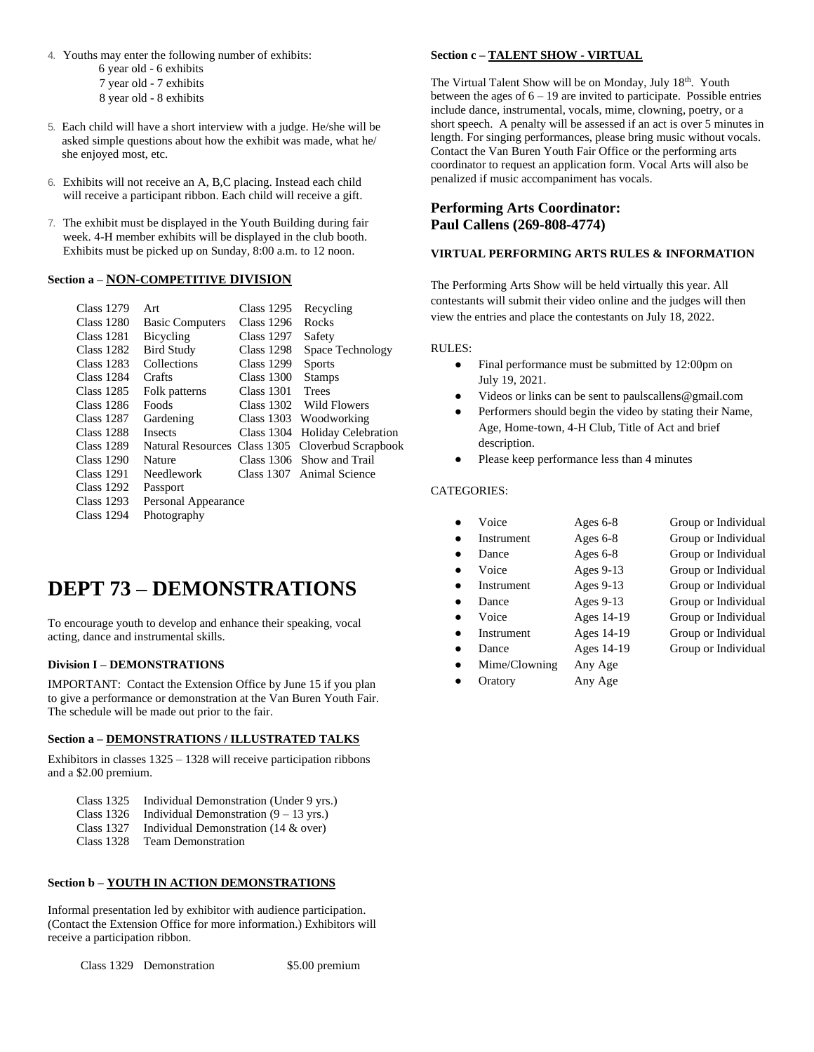4. Youths may enter the following number of exhibits:
   - 6 year old - 6 exhibits
   - 7 year old - 7 exhibits
   - 8 year old - 8 exhibits
5. Each child will have a short interview with a judge. He/she will be asked simple questions about how the exhibit was made, what he/she enjoyed most, etc.
6. Exhibits will not receive an A, B,C placing. Instead each child will receive a participant ribbon. Each child will receive a gift.
7. The exhibit must be displayed in the Youth Building during fair week. 4-H member exhibits will be displayed in the club booth. Exhibits must be picked up on Sunday, 8:00 a.m. to 12 noon.

#### Section a – NON-COMPETITIVE DIVISION

| | | | |
|---|---|---|---|
| Class 1279 | Art | Class 1295 | Recycling |
| Class 1280 | Basic Computers | Class 1296 | Rocks |
| Class 1281 | Bicycling | Class 1297 | Safety |
| Class 1282 | Bird Study | Class 1298 | Space Technology |
| Class 1283 | Collections | Class 1299 | Sports |
| Class 1284 | Crafts | Class 1300 | Stamps |
| Class 1285 | Folk patterns | Class 1301 | Trees |
| Class 1286 | Foods | Class 1302 | Wild Flowers |
| Class 1287 | Gardening | Class 1303 | Woodworking |
| Class 1288 | Insects | Class 1304 | Holiday Celebration |
| Class 1289 | Natural Resources | Class 1305 | Cloverbud Scrapbook |
| Class 1290 | Nature | Class 1306 | Show and Trail |
| Class 1291 | Needlework | Class 1307 | Animal Science |
| Class 1292 | Passport | | |
| Class 1293 | Personal Appearance | | |
| Class 1294 | Photography | | |

# DEPT 73 – DEMONSTRATIONS

To encourage youth to develop and enhance their speaking, vocal acting, dance and instrumental skills.

#### Division I – DEMONSTRATIONS

IMPORTANT: Contact the Extension Office by June 15 if you plan to give a performance or demonstration at the Van Buren Youth Fair. The schedule will be made out prior to the fair.

#### Section a – DEMONSTRATIONS / ILLUSTRATED TALKS

Exhibitors in classes 1325 – 1328 will receive participation ribbons and a $2.00 premium.

| | |
|---|---|
| Class 1325 | Individual Demonstration (Under 9 yrs.) |
| Class 1326 | Individual Demonstration (9 – 13 yrs.) |
| Class 1327 | Individual Demonstration (14 & over) |
| Class 1328 | Team Demonstration |

#### Section b – YOUTH IN ACTION DEMONSTRATIONS

Informal presentation led by exhibitor with audience participation. (Contact the Extension Office for more information.) Exhibitors will receive a participation ribbon.

| | | |
|---|---|---|
| Class 1329 | Demonstration | $5.00 premium |

#### Section c – TALENT SHOW - VIRTUAL

The Virtual Talent Show will be on Monday, July 18th. Youth between the ages of 6 – 19 are invited to participate. Possible entries include dance, instrumental, vocals, mime, clowning, poetry, or a short speech. A penalty will be assessed if an act is over 5 minutes in length. For singing performances, please bring music without vocals. Contact the Van Buren Youth Fair Office or the performing arts coordinator to request an application form. Vocal Arts will also be penalized if music accompaniment has vocals.

### Performing Arts Coordinator:
### Paul Callens (269-808-4774)

#### VIRTUAL PERFORMING ARTS RULES & INFORMATION

The Performing Arts Show will be held virtually this year. All contestants will submit their video online and the judges will then view the entries and place the contestants on July 18, 2022.

RULES:

- Final performance must be submitted by 12:00pm on July 19, 2021.
- Videos or links can be sent to paulscallens@gmail.com
- Performers should begin the video by stating their Name, Age, Home-town, 4-H Club, Title of Act and brief description.
- Please keep performance less than 4 minutes

CATEGORIES:

| | | |
|---|---|---|
| Voice | Ages 6-8 | Group or Individual |
| Instrument | Ages 6-8 | Group or Individual |
| Dance | Ages 6-8 | Group or Individual |
| Voice | Ages 9-13 | Group or Individual |
| Instrument | Ages 9-13 | Group or Individual |
| Dance | Ages 9-13 | Group or Individual |
| Voice | Ages 14-19 | Group or Individual |
| Instrument | Ages 14-19 | Group or Individual |
| Dance | Ages 14-19 | Group or Individual |
| Mime/Clowning | Any Age | |
| Oratory | Any Age | |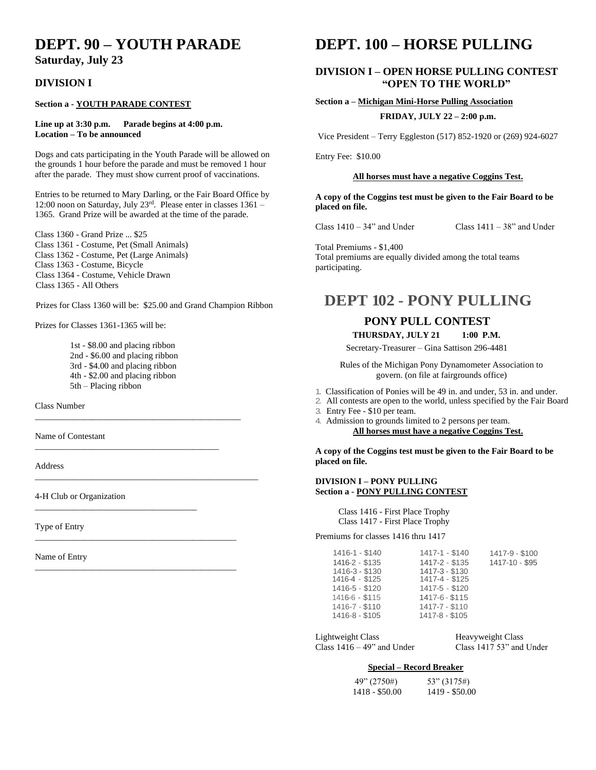# DEPT. 90 – YOUTH PARADE

**Saturday, July 23**

### DIVISION I

**Section a - YOUTH PARADE CONTEST**

**Line up at 3:30 p.m. Parade begins at 4:00 p.m.**
**Location – To be announced**

Dogs and cats participating in the Youth Parade will be allowed on the grounds 1 hour before the parade and must be removed 1 hour after the parade. They must show current proof of vaccinations.

Entries to be returned to Mary Darling, or the Fair Board Office by 12:00 noon on Saturday, July 23rd. Please enter in classes 1361 – 1365. Grand Prize will be awarded at the time of the parade.

Class 1360 - Grand Prize ... $25
Class 1361 - Costume, Pet (Small Animals)
Class 1362 - Costume, Pet (Large Animals)
Class 1363 - Costume, Bicycle
Class 1364 - Costume, Vehicle Drawn
Class 1365 - All Others

Prizes for Class 1360 will be: $25.00 and Grand Champion Ribbon

Prizes for Classes 1361-1365 will be:

1st - $8.00 and placing ribbon
2nd - $6.00 and placing ribbon
3rd - $4.00 and placing ribbon
4th - $2.00 and placing ribbon
5th – Placing ribbon

Class Number
_______________________________________________

Name of Contestant
__________________________________________

Address
___________________________________________________

4-H Club or Organization
_____________________________________

Type of Entry
______________________________________________

Name of Entry
______________________________________________

# DEPT. 100 – HORSE PULLING

### DIVISION I – OPEN HORSE PULLING CONTEST "OPEN TO THE WORLD"

**Section a – Michigan Mini-Horse Pulling Association**

**FRIDAY, JULY 22 – 2:00 p.m.**

Vice President – Terry Eggleston (517) 852-1920 or (269) 924-6027

Entry Fee: $10.00

**All horses must have a negative Coggins Test.**

**A copy of the Coggins test must be given to the Fair Board to be placed on file.**

Class 1410 – 34" and Under
Class 1411 – 38" and Under

Total Premiums - $1,400
Total premiums are equally divided among the total teams participating.

# DEPT 102 - PONY PULLING

## PONY PULL CONTEST

**THURSDAY, JULY 21 1:00 P.M.**

Secretary-Treasurer – Gina Sattison 296-4481

Rules of the Michigan Pony Dynamometer Association to govern. (on file at fairgrounds office)

1. Classification of Ponies will be 49 in. and under, 53 in. and under.
2. All contests are open to the world, unless specified by the Fair Board
3. Entry Fee - $10 per team.
4. Admission to grounds limited to 2 persons per team.

**All horses must have a negative Coggins Test.**

**A copy of the Coggins test must be given to the Fair Board to be placed on file.**

**DIVISION I – PONY PULLING**
**Section a - PONY PULLING CONTEST**

Class 1416 - First Place Trophy
Class 1417 - First Place Trophy

Premiums for classes 1416 thru 1417

| | | |
|---|---|---|
| 1416-1 - $140 | 1417-1 - $140 | 1417-9 - $100 |
| 1416-2 - $135 | 1417-2 - $135 | 1417-10 - $95 |
| 1416-3 - $130 | 1417-3 - $130 | |
| 1416-4 - $125 | 1417-4 - $125 | |
| 1416-5 - $120 | 1417-5 - $120 | |
| 1416-6 - $115 | 1417-6 - $115 | |
| 1416-7 - $110 | 1417-7 - $110 | |
| 1416-8 - $105 | 1417-8 - $105 | |

Lightweight Class
Class 1416 – 49" and Under

Heavyweight Class
Class 1417 53" and Under

**Special – Record Breaker**

| | |
|---|---|
| 49" (2750#) | 53" (3175#) |
| 1418 - $50.00 | 1419 - $50.00 |